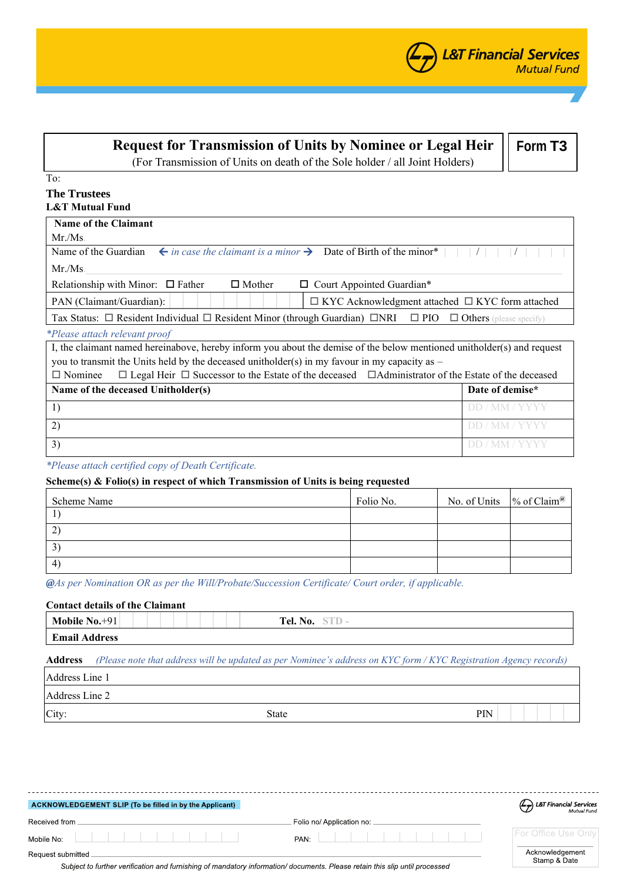L&T Financial Services
Mutual Fund

# Request for Transmission of Units by Nominee or Legal Heir

(For Transmission of Units on death of the Sole holder / all Joint Holders)

**Form T3**

To:

**The Trustees**
**L&T Mutual Fund**

| **Name of the Claimant** |
|---|
| Mr./Ms. |
| Name of the Guardian ← *in case the claimant is a minor* → Date of Birth of the minor* / / |
| Mr./Ms. |
| Relationship with Minor: ☐ Father ☐ Mother ☐ Court Appointed Guardian* |
| PAN (Claimant/Guardian): ☐ KYC Acknowledgment attached ☐ KYC form attached |
| Tax Status: ☐ Resident Individual ☐ Resident Minor (through Guardian) ☐NRI ☐ PIO ☐ Others (please specify) |

*\*Please attach relevant proof*

I, the claimant named hereinabove, hereby inform you about the demise of the below mentioned unitholder(s) and request you to transmit the Units held by the deceased unitholder(s) in my favour in my capacity as –
☐ Nominee ☐ Legal Heir ☐ Successor to the Estate of the deceased ☐Administrator of the Estate of the deceased

| **Name of the deceased Unitholder(s)** | **Date of demise*** |
|---|---|
| 1) | DD / MM / YYYY |
| 2) | DD / MM / YYYY |
| 3) | DD / MM / YYYY |

*\*Please attach certified copy of Death Certificate.*

**Scheme(s) & Folio(s) in respect of which Transmission of Units is being requested**

| Scheme Name | Folio No. | No. of Units | % of Claim@ |
|---|---|---|---|
| 1) | | | |
| 2) | | | |
| 3) | | | |
| 4) | | | |

*@As per Nomination OR as per the Will/Probate/Succession Certificate/ Court order, if applicable.*

**Contact details of the Claimant**

| **Mobile No.**+91 | **Tel. No.** STD - |
|---|---|
| **Email Address** | |

**Address** *(Please note that address will be updated as per Nominee's address on KYC form / KYC Registration Agency records)*

| Address Line 1 | | |
|---|---|---|
| Address Line 2 | | |
| City: | State | PIN |

---

**ACKNOWLEDGEMENT SLIP (To be filled in by the Applicant)**

L&T Financial Services Mutual Fund

Received from ____________________ Folio no/ Application no: ____________________

Mobile No: ____________________ PAN: ____________________

Request submitted ____________________

For Office Use Only
Acknowledgement Stamp & Date

*Subject to further verification and furnishing of mandatory information/ documents. Please retain this slip until processed*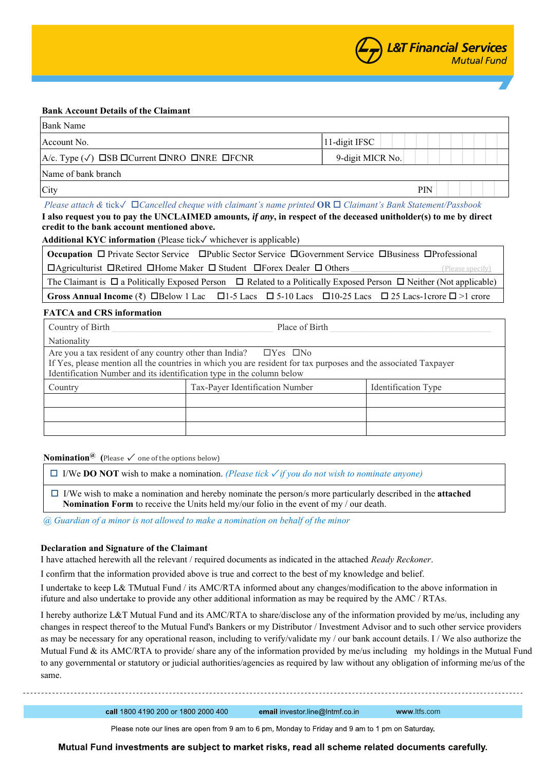### Bank Account Details of the Claimant

| Bank Name | |
|---|---|
| Account No. | 11-digit IFSC |
| A/c. Type (✓) ☐SB ☐Current ☐NRO ☐NRE ☐FCNR | 9-digit MICR No. |
| Name of bank branch | |
| City | PIN |

*Please attach & tick✓ ☐Cancelled cheque with claimant's name printed* **OR** ☐ *Claimant's Bank Statement/Passbook*

**I also request you to pay the UNCLAIMED amounts, *if any*, in respect of the deceased unitholder(s) to me by direct credit to the bank account mentioned above.**

**Additional KYC information** (Please tick✓ whichever is applicable)

| |
|---|
| **Occupation** ☐ Private Sector Service ☐Public Sector Service ☐Government Service ☐Business ☐Professional ☐Agriculturist ☐Retired ☐Home Maker ☐ Student ☐Forex Dealer ☐ Others ____________ (Please specify) |
| The Claimant is ☐ a Politically Exposed Person ☐ Related to a Politically Exposed Person ☐ Neither (Not applicable) |
| **Gross Annual Income** (₹) ☐Below 1 Lac ☐1-5 Lacs ☐ 5-10 Lacs ☐10-25 Lacs ☐ 25 Lacs-1crore ☐ >1 crore |

### FATCA and CRS information

Country of Birth ____________ Place of Birth ____________

Nationality

Are you a tax resident of any country other than India? ☐Yes ☐No

If Yes, please mention all the countries in which you are resident for tax purposes and the associated Taxpayer Identification Number and its identification type in the column below

| Country | Tax-Payer Identification Number | Identification Type |
|---|---|---|
| | | |
| | | |
| | | |

**Nomination[@]** (Please ✓ one of the options below)

☐ I/We **DO NOT** wish to make a nomination. *(Please tick ✓ if you do not wish to nominate anyone)*

☐ I/We wish to make a nomination and hereby nominate the person/s more particularly described in the **attached Nomination Form** to receive the Units held my/our folio in the event of my / our death.

*@ Guardian of a minor is not allowed to make a nomination on behalf of the minor*

### Declaration and Signature of the Claimant

I have attached herewith all the relevant / required documents as indicated in the attached *Ready Reckoner*.

I confirm that the information provided above is true and correct to the best of my knowledge and belief.

I undertake to keep L& TMutual Fund / its AMC/RTA informed about any changes/modification to the above information in ifuture and also undertake to provide any other additional information as may be required by the AMC / RTAs.

I hereby authorize L&T Mutual Fund and its AMC/RTA to share/disclose any of the information provided by me/us, including any changes in respect thereof to the Mutual Fund's Bankers or my Distributor / Investment Advisor and to such other service providers as may be necessary for any operational reason, including to verify/validate my / our bank account details. I / We also authorize the Mutual Fund & its AMC/RTA to provide/ share any of the information provided by me/us including my holdings in the Mutual Fund to any governmental or statutory or judicial authorities/agencies as required by law without any obligation of informing me/us of the same.

**call** 1800 4190 200 or 1800 2000 400 **email** investor.line@lntmf.co.in **www**.ltfs.com

Please note our lines are open from 9 am to 6 pm, Monday to Friday and 9 am to 1 pm on Saturday.

**Mutual Fund investments are subject to market risks, read all scheme related documents carefully.**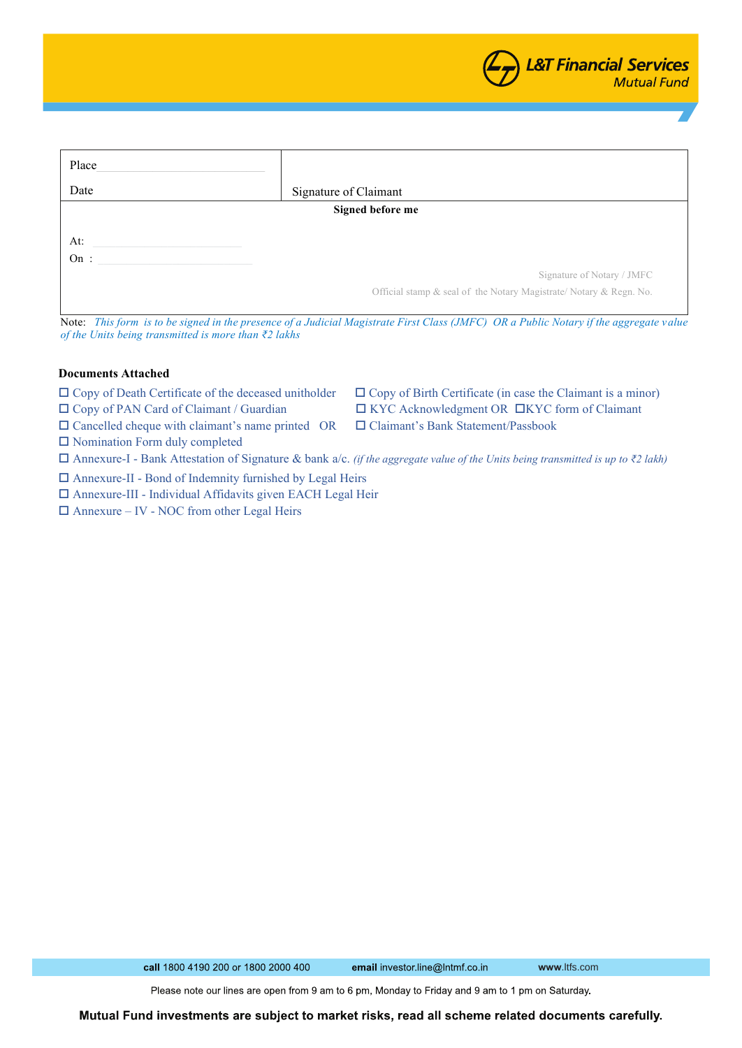L&T Financial Services
Mutual Fund

| | |
|---|---|
| Place<br><br>Date | Signature of Claimant |

**Signed before me**

At:

On :

Signature of Notary / JMFC

Official stamp & seal of the Notary Magistrate/ Notary & Regn. No.

Note: *This form is to be signed in the presence of a Judicial Magistrate First Class (JMFC) OR a Public Notary if the aggregate value of the Units being transmitted is more than ₹2 lakhs*

**Documents Attached**

- ☐ Copy of Death Certificate of the deceased unitholder
- ☐ Copy of Birth Certificate (in case the Claimant is a minor)
- ☐ Copy of PAN Card of Claimant / Guardian
- ☐ KYC Acknowledgment OR ☐KYC form of Claimant
- ☐ Cancelled cheque with claimant's name printed OR
- ☐ Claimant's Bank Statement/Passbook
- ☐ Nomination Form duly completed
- ☐ Annexure-I - Bank Attestation of Signature & bank a/c. *(if the aggregate value of the Units being transmitted is up to ₹2 lakh)*
- ☐ Annexure-II - Bond of Indemnity furnished by Legal Heirs
- ☐ Annexure-III - Individual Affidavits given EACH Legal Heir
- ☐ Annexure – IV - NOC from other Legal Heirs

**call** 1800 4190 200 or 1800 2000 400 **email** investor.line@lntmf.co.in **www**.ltfs.com

Please note our lines are open from 9 am to 6 pm, Monday to Friday and 9 am to 1 pm on Saturday.

**Mutual Fund investments are subject to market risks, read all scheme related documents carefully.**